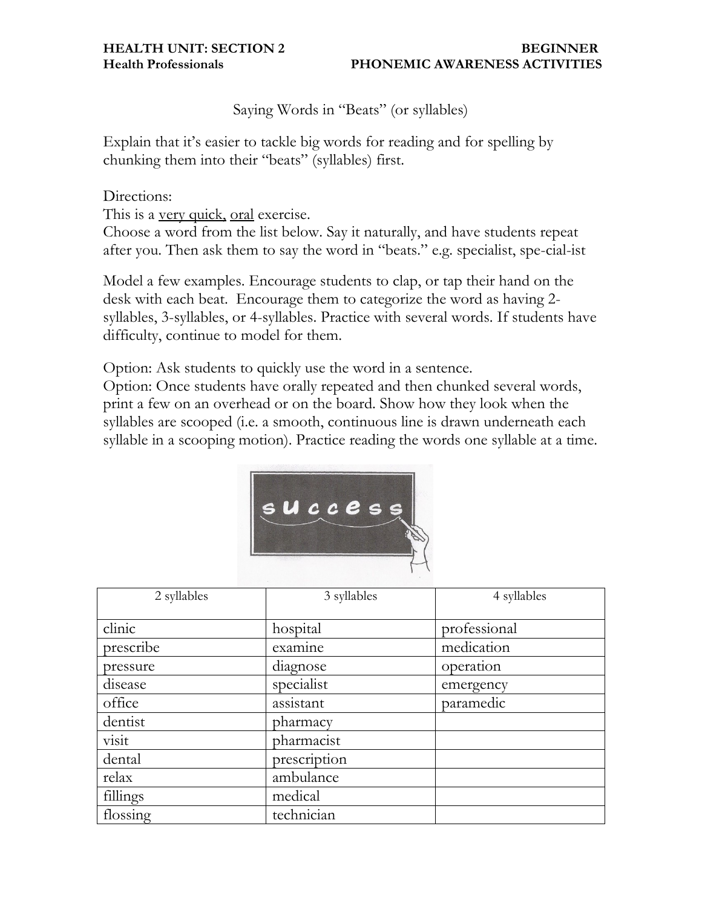**HEALTH UNIT: SECTION 2** **BEGINNER**
**Health Professionals** **PHONEMIC AWARENESS ACTIVITIES**

Saying Words in "Beats" (or syllables)

Explain that it's easier to tackle big words for reading and for spelling by chunking them into their "beats" (syllables) first.

Directions:
This is a very quick, oral exercise.
Choose a word from the list below. Say it naturally, and have students repeat after you. Then ask them to say the word in "beats." e.g. specialist, spe-cial-ist

Model a few examples. Encourage students to clap, or tap their hand on the desk with each beat. Encourage them to categorize the word as having 2-syllables, 3-syllables, or 4-syllables. Practice with several words. If students have difficulty, continue to model for them.

Option: Ask students to quickly use the word in a sentence.
Option: Once students have orally repeated and then chunked several words, print a few on an overhead or on the board. Show how they look when the syllables are scooped (i.e. a smooth, continuous line is drawn underneath each syllable in a scooping motion). Practice reading the words one syllable at a time.

| 2 syllables | 3 syllables | 4 syllables |
| --- | --- | --- |
| clinic | hospital | professional |
| prescribe | examine | medication |
| pressure | diagnose | operation |
| disease | specialist | emergency |
| office | assistant | paramedic |
| dentist | pharmacy | |
| visit | pharmacist | |
| dental | prescription | |
| relax | ambulance | |
| fillings | medical | |
| flossing | technician | |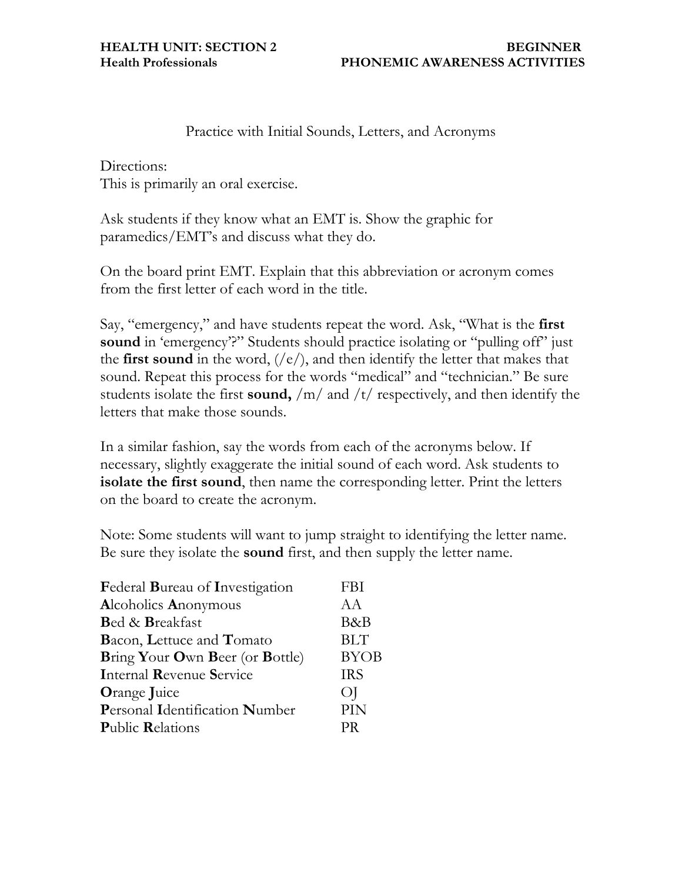# Practice with Initial Sounds, Letters, and Acronyms

Directions:
This is primarily an oral exercise.

Ask students if they know what an EMT is. Show the graphic for paramedics/EMT's and discuss what they do.

On the board print EMT. Explain that this abbreviation or acronym comes from the first letter of each word in the title.

Say, "emergency," and have students repeat the word. Ask, "What is the **first sound** in 'emergency'?" Students should practice isolating or "pulling off" just the **first sound** in the word, (/e/), and then identify the letter that makes that sound. Repeat this process for the words "medical" and "technician." Be sure students isolate the first **sound,** /m/ and /t/ respectively, and then identify the letters that make those sounds.

In a similar fashion, say the words from each of the acronyms below. If necessary, slightly exaggerate the initial sound of each word. Ask students to **isolate the first sound**, then name the corresponding letter. Print the letters on the board to create the acronym.

Note: Some students will want to jump straight to identifying the letter name. Be sure they isolate the **sound** first, and then supply the letter name.

| | |
|---|---|
| **F**ederal **B**ureau of **I**nvestigation | FBI |
| **A**lcoholics **A**nonymous | AA |
| **B**ed & **B**reakfast | B&B |
| **B**acon, **L**ettuce and **T**omato | BLT |
| **B**ring **Y**our **O**wn **B**eer (or **B**ottle) | BYOB |
| **I**nternal **R**evenue **S**ervice | IRS |
| **O**range **J**uice | OJ |
| **P**ersonal **I**dentification **N**umber | PIN |
| **P**ublic **R**elations | PR |